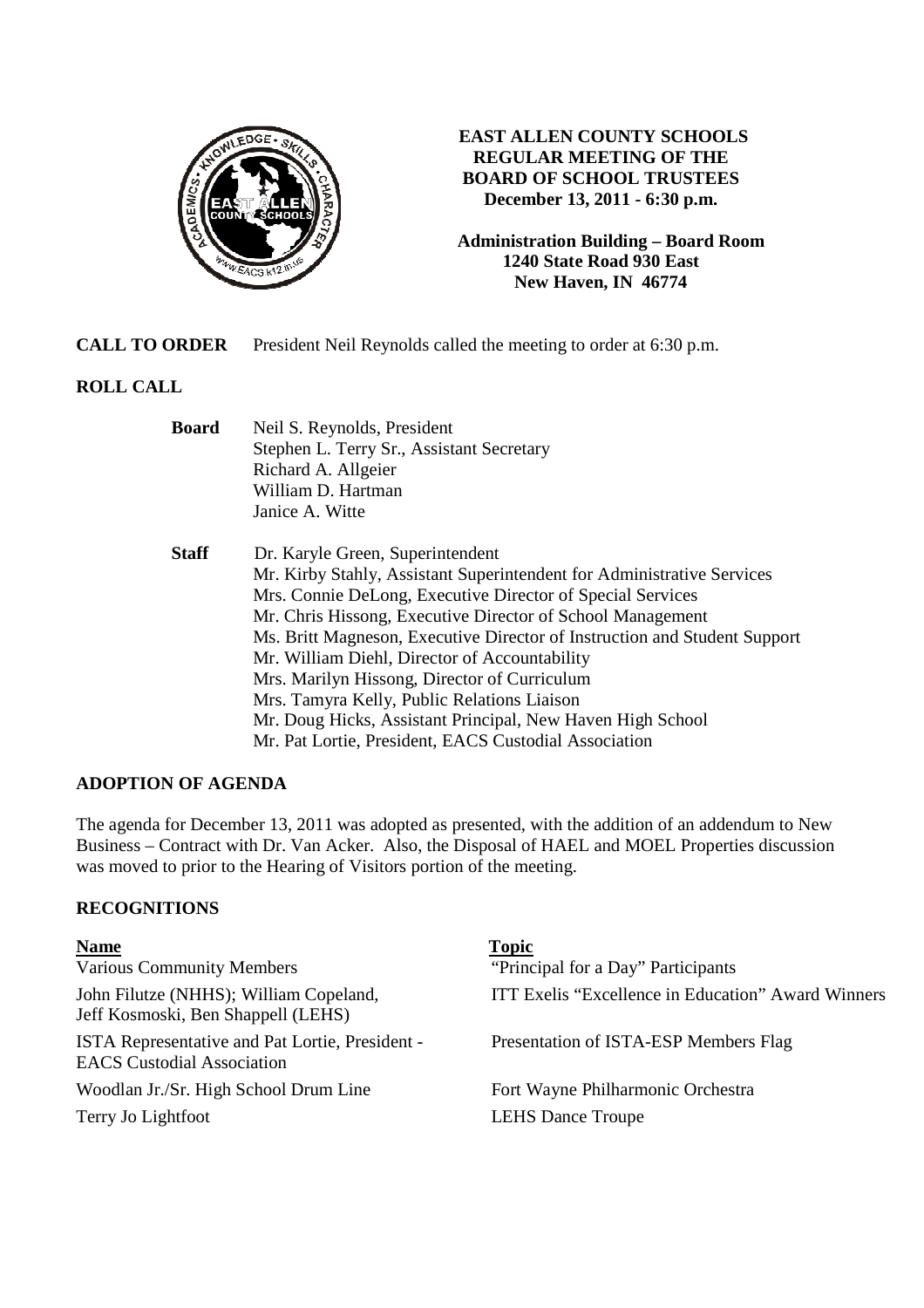# EAST ALLEN COUNTY SCHOOLS
## REGULAR MEETING OF THE BOARD OF SCHOOL TRUSTEES
**December 13, 2011 - 6:30 p.m.**

**Administration Building – Board Room**
**1240 State Road 930 East**
**New Haven, IN 46774**

**CALL TO ORDER** President Neil Reynolds called the meeting to order at 6:30 p.m.

**ROLL CALL**

**Board**
- Neil S. Reynolds, President
- Stephen L. Terry Sr., Assistant Secretary
- Richard A. Allgeier
- William D. Hartman
- Janice A. Witte

**Staff**
- Dr. Karyle Green, Superintendent
- Mr. Kirby Stahly, Assistant Superintendent for Administrative Services
- Mrs. Connie DeLong, Executive Director of Special Services
- Mr. Chris Hissong, Executive Director of School Management
- Ms. Britt Magneson, Executive Director of Instruction and Student Support
- Mr. William Diehl, Director of Accountability
- Mrs. Marilyn Hissong, Director of Curriculum
- Mrs. Tamyra Kelly, Public Relations Liaison
- Mr. Doug Hicks, Assistant Principal, New Haven High School
- Mr. Pat Lortie, President, EACS Custodial Association

**ADOPTION OF AGENDA**

The agenda for December 13, 2011 was adopted as presented, with the addition of an addendum to New Business – Contract with Dr. Van Acker. Also, the Disposal of HAEL and MOEL Properties discussion was moved to prior to the Hearing of Visitors portion of the meeting.

**RECOGNITIONS**

| **Name** | **Topic** |
|---|---|
| Various Community Members | "Principal for a Day" Participants |
| John Filutze (NHHS); William Copeland, Jeff Kosmoski, Ben Shappell (LEHS) | ITT Exelis "Excellence in Education" Award Winners |
| ISTA Representative and Pat Lortie, President - EACS Custodial Association | Presentation of ISTA-ESP Members Flag |
| Woodlan Jr./Sr. High School Drum Line | Fort Wayne Philharmonic Orchestra |
| Terry Jo Lightfoot | LEHS Dance Troupe |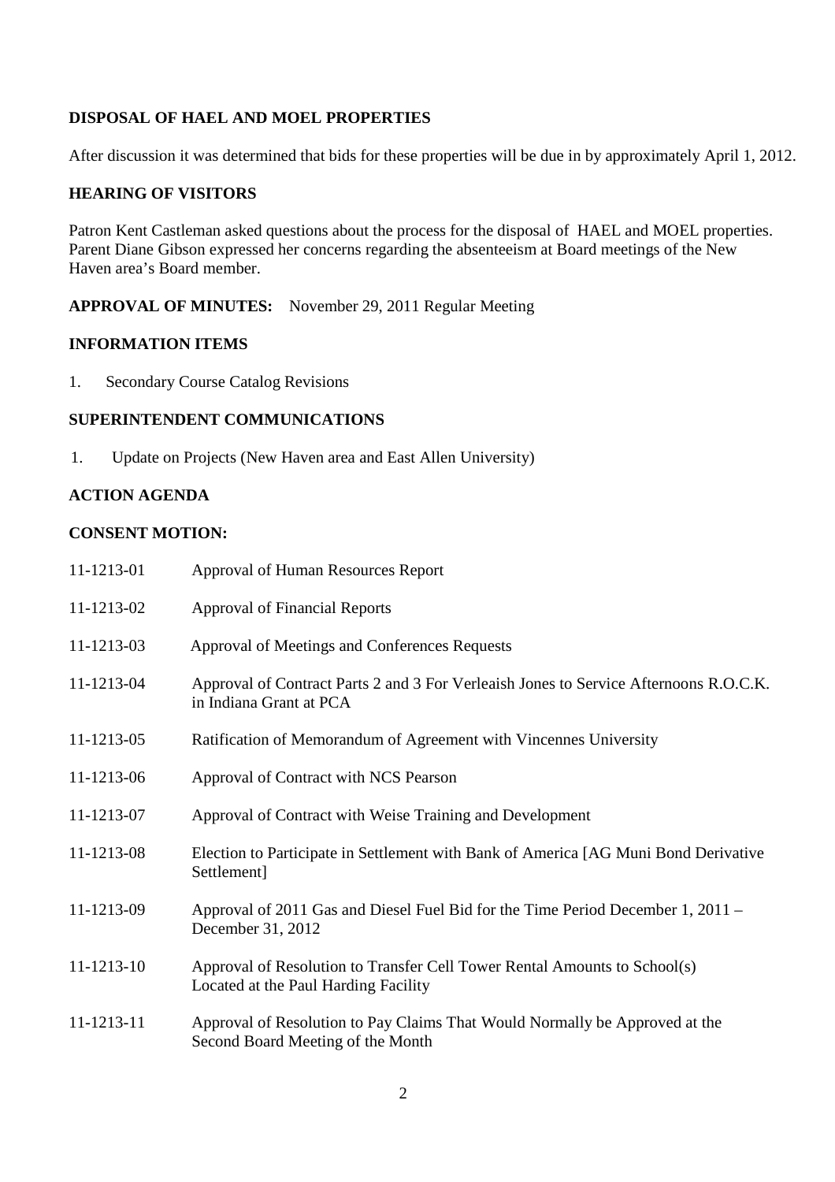## DISPOSAL OF HAEL AND MOEL PROPERTIES

After discussion it was determined that bids for these properties will be due in by approximately April 1, 2012.

## HEARING OF VISITORS

Patron Kent Castleman asked questions about the process for the disposal of HAEL and MOEL properties. Parent Diane Gibson expressed her concerns regarding the absenteeism at Board meetings of the New Haven area's Board member.

**APPROVAL OF MINUTES:** November 29, 2011 Regular Meeting

## INFORMATION ITEMS

1. Secondary Course Catalog Revisions

## SUPERINTENDENT COMMUNICATIONS

1. Update on Projects (New Haven area and East Allen University)

## ACTION AGENDA

## CONSENT MOTION:

- 11-1213-01 Approval of Human Resources Report
- 11-1213-02 Approval of Financial Reports
- 11-1213-03 Approval of Meetings and Conferences Requests
- 11-1213-04 Approval of Contract Parts 2 and 3 For Verleaish Jones to Service Afternoons R.O.C.K. in Indiana Grant at PCA
- 11-1213-05 Ratification of Memorandum of Agreement with Vincennes University
- 11-1213-06 Approval of Contract with NCS Pearson
- 11-1213-07 Approval of Contract with Weise Training and Development
- 11-1213-08 Election to Participate in Settlement with Bank of America [AG Muni Bond Derivative Settlement]
- 11-1213-09 Approval of 2011 Gas and Diesel Fuel Bid for the Time Period December 1, 2011 – December 31, 2012
- 11-1213-10 Approval of Resolution to Transfer Cell Tower Rental Amounts to School(s) Located at the Paul Harding Facility
- 11-1213-11 Approval of Resolution to Pay Claims That Would Normally be Approved at the Second Board Meeting of the Month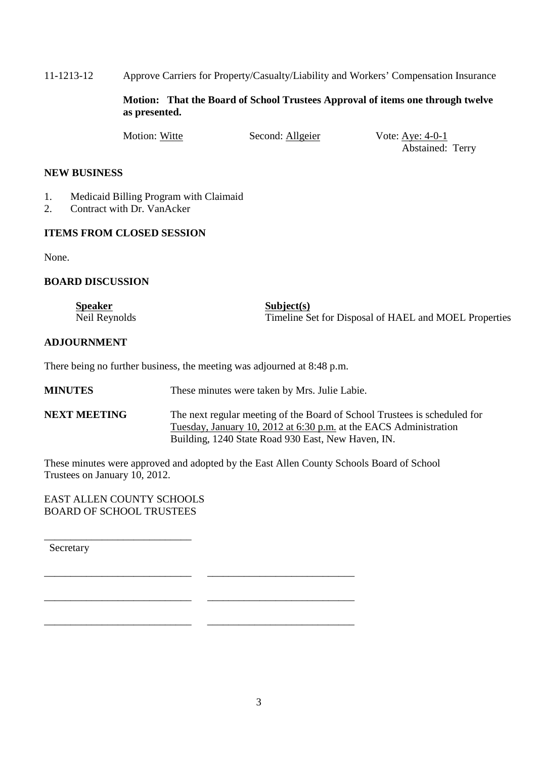11-1213-12 Approve Carriers for Property/Casualty/Liability and Workers' Compensation Insurance

**Motion: That the Board of School Trustees Approval of items one through twelve as presented.**

Motion: Witte Second: Allgeier Vote: Aye: 4-0-1
Abstained: Terry

## NEW BUSINESS

1. Medicaid Billing Program with Claimaid
2. Contract with Dr. VanAcker

## ITEMS FROM CLOSED SESSION

None.

## BOARD DISCUSSION

| **Speaker** | **Subject(s)** |
|---|---|
| Neil Reynolds | Timeline Set for Disposal of HAEL and MOEL Properties |

## ADJOURNMENT

There being no further business, the meeting was adjourned at 8:48 p.m.

**MINUTES** These minutes were taken by Mrs. Julie Labie.

**NEXT MEETING** The next regular meeting of the Board of School Trustees is scheduled for Tuesday, January 10, 2012 at 6:30 p.m. at the EACS Administration Building, 1240 State Road 930 East, New Haven, IN.

These minutes were approved and adopted by the East Allen County Schools Board of School Trustees on January 10, 2012.

EAST ALLEN COUNTY SCHOOLS
BOARD OF SCHOOL TRUSTEES

____________________________
Secretary

____________________________ ____________________________

____________________________ ____________________________

____________________________ ____________________________